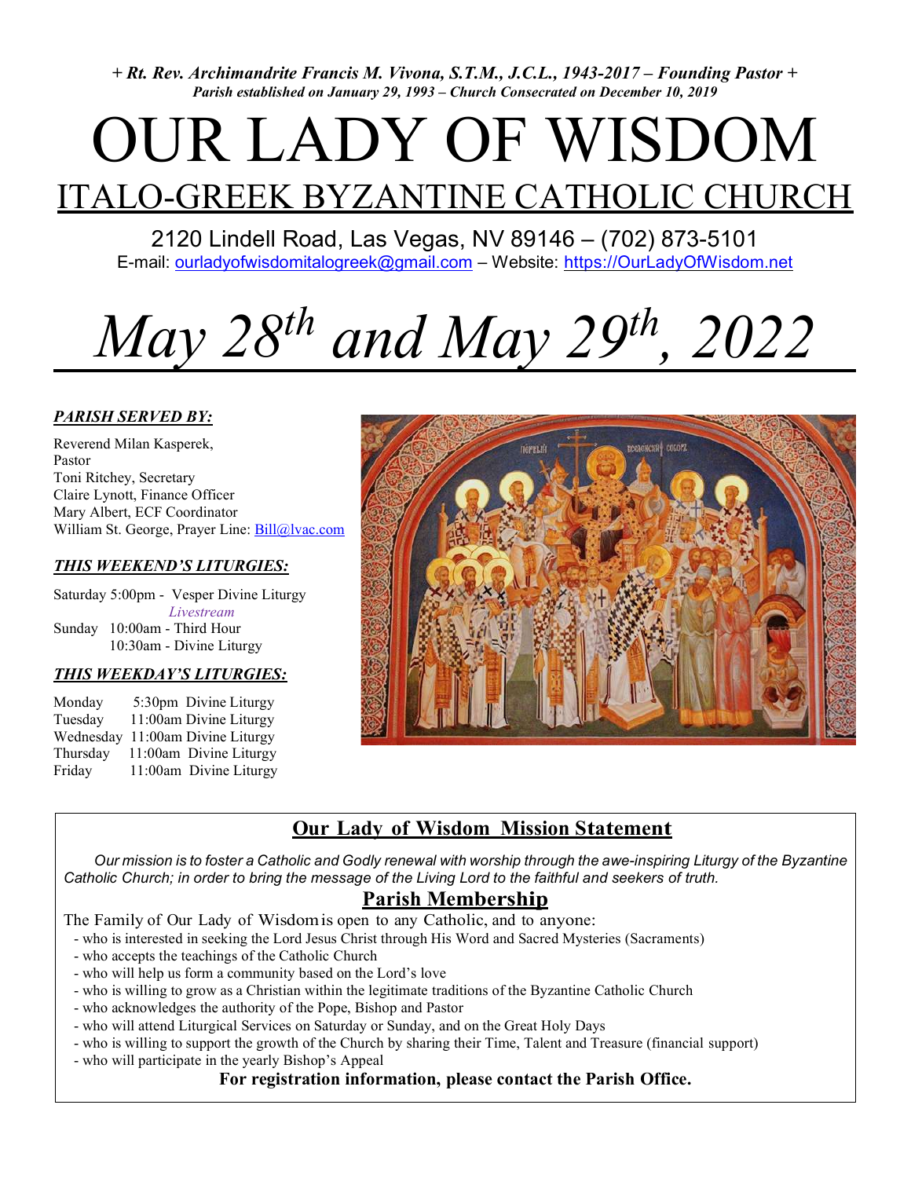*+ Rt. Rev. Archimandrite Francis M. Vivona, S.T.M., J.C.L., 1943-2017 – Founding Pastor +*
*Parish established on January 29, 1993 – Church Consecrated on December 10, 2019*

# OUR LADY OF WISDOM

## ITALO-GREEK BYZANTINE CATHOLIC CHURCH

2120 Lindell Road, Las Vegas, NV 89146 – (702) 873-5101
E-mail: ourladyofwisdomitalogreek@gmail.com – Website: https://OurLadyOfWisdom.net

# *May 28th and May 29th, 2022*

### *PARISH SERVED BY:*

Reverend Milan Kasperek, Pastor
Toni Ritchey, Secretary
Claire Lynott, Finance Officer
Mary Albert, ECF Coordinator
William St. George, Prayer Line: Bill@lvac.com

### *THIS WEEKEND'S LITURGIES:*

Saturday 5:00pm - Vesper Divine Liturgy *Livestream*
Sunday 10:00am - Third Hour
10:30am - Divine Liturgy

### *THIS WEEKDAY'S LITURGIES:*

| | | |
|---|---|---|
| Monday | 5:30pm | Divine Liturgy |
| Tuesday | 11:00am | Divine Liturgy |
| Wednesday | 11:00am | Divine Liturgy |
| Thursday | 11:00am | Divine Liturgy |
| Friday | 11:00am | Divine Liturgy |

## Our Lady of Wisdom Mission Statement

*Our mission is to foster a Catholic and Godly renewal with worship through the awe-inspiring Liturgy of the Byzantine Catholic Church; in order to bring the message of the Living Lord to the faithful and seekers of truth.*

## Parish Membership

The Family of Our Lady of Wisdom is open to any Catholic, and to anyone:

- who is interested in seeking the Lord Jesus Christ through His Word and Sacred Mysteries (Sacraments)
- who accepts the teachings of the Catholic Church
- who will help us form a community based on the Lord's love
- who is willing to grow as a Christian within the legitimate traditions of the Byzantine Catholic Church
- who acknowledges the authority of the Pope, Bishop and Pastor
- who will attend Liturgical Services on Saturday or Sunday, and on the Great Holy Days
- who is willing to support the growth of the Church by sharing their Time, Talent and Treasure (financial support)
- who will participate in the yearly Bishop's Appeal

**For registration information, please contact the Parish Office.**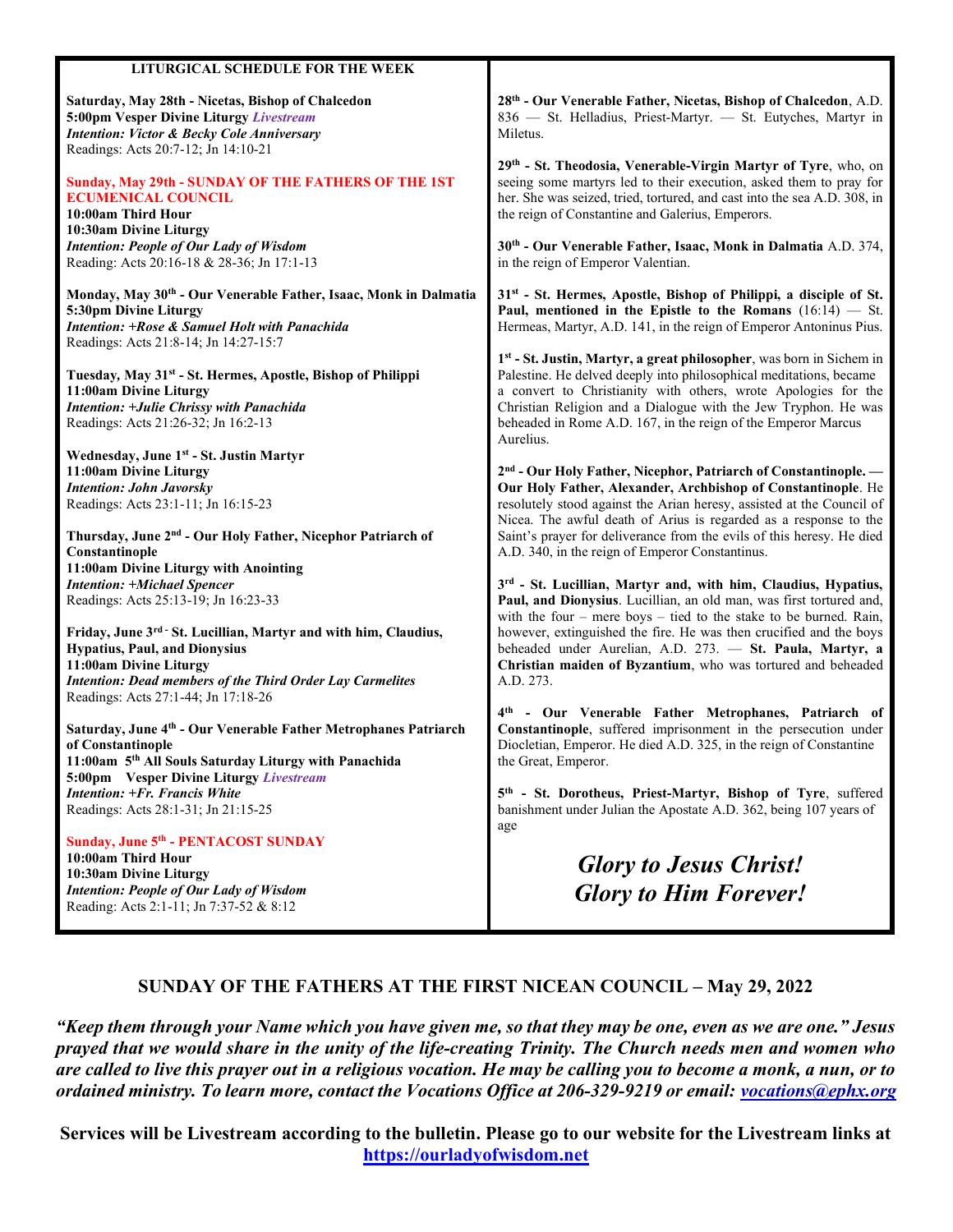## LITURGICAL SCHEDULE FOR THE WEEK

**Saturday, May 28th - Nicetas, Bishop of Chalcedon**
**5:00pm Vesper Divine Liturgy** ***Livestream***
***Intention: Victor & Becky Cole Anniversary***
Readings: Acts 20:7-12; Jn 14:10-21

**Sunday, May 29th - SUNDAY OF THE FATHERS OF THE 1ST ECUMENICAL COUNCIL**
**10:00am Third Hour**
**10:30am Divine Liturgy**
***Intention: People of Our Lady of Wisdom***
Reading: Acts 20:16-18 & 28-36; Jn 17:1-13

**Monday, May 30th - Our Venerable Father, Isaac, Monk in Dalmatia**
**5:30pm Divine Liturgy**
***Intention: +Rose & Samuel Holt with Panachida***
Readings: Acts 21:8-14; Jn 14:27-15:7

**Tuesday, May 31st - St. Hermes, Apostle, Bishop of Philippi**
**11:00am Divine Liturgy**
***Intention: +Julie Chrissy with Panachida***
Readings: Acts 21:26-32; Jn 16:2-13

**Wednesday, June 1st - St. Justin Martyr**
**11:00am Divine Liturgy**
***Intention: John Javorsky***
Readings: Acts 23:1-11; Jn 16:15-23

**Thursday, June 2nd - Our Holy Father, Nicephor Patriarch of Constantinople**
**11:00am Divine Liturgy with Anointing**
***Intention: +Michael Spencer***
Readings: Acts 25:13-19; Jn 16:23-33

**Friday, June 3rd - St. Lucillian, Martyr and with him, Claudius, Hypatius, Paul, and Dionysius**
**11:00am Divine Liturgy**
***Intention: Dead members of the Third Order Lay Carmelites***
Readings: Acts 27:1-44; Jn 17:18-26

**Saturday, June 4th - Our Venerable Father Metrophanes Patriarch of Constantinople**
**11:00am 5th All Souls Saturday Liturgy with Panachida**
**5:00pm Vesper Divine Liturgy** ***Livestream***
***Intention: +Fr. Francis White***
Readings: Acts 28:1-31; Jn 21:15-25

**Sunday, June 5th - PENTACOST SUNDAY**
**10:00am Third Hour**
**10:30am Divine Liturgy**
***Intention: People of Our Lady of Wisdom***
Reading: Acts 2:1-11; Jn 7:37-52 & 8:12

**28th - Our Venerable Father, Nicetas, Bishop of Chalcedon**, A.D. 836 — St. Helladius, Priest-Martyr. — St. Eutyches, Martyr in Miletus.

**29th - St. Theodosia, Venerable-Virgin Martyr of Tyre**, who, on seeing some martyrs led to their execution, asked them to pray for her. She was seized, tried, tortured, and cast into the sea A.D. 308, in the reign of Constantine and Galerius, Emperors.

**30th - Our Venerable Father, Isaac, Monk in Dalmatia** A.D. 374, in the reign of Emperor Valentian.

**31st - St. Hermes, Apostle, Bishop of Philippi, a disciple of St. Paul, mentioned in the Epistle to the Romans** (16:14) — St. Hermeas, Martyr, A.D. 141, in the reign of Emperor Antoninus Pius.

**1st - St. Justin, Martyr, a great philosopher**, was born in Sichem in Palestine. He delved deeply into philosophical meditations, became a convert to Christianity with others, wrote Apologies for the Christian Religion and a Dialogue with the Jew Tryphon. He was beheaded in Rome A.D. 167, in the reign of the Emperor Marcus Aurelius.

**2nd - Our Holy Father, Nicephor, Patriarch of Constantinople. — Our Holy Father, Alexander, Archbishop of Constantinople**. He resolutely stood against the Arian heresy, assisted at the Council of Nicea. The awful death of Arius is regarded as a response to the Saint's prayer for deliverance from the evils of this heresy. He died A.D. 340, in the reign of Emperor Constantinus.

**3rd - St. Lucillian, Martyr and, with him, Claudius, Hypatius, Paul, and Dionysius**. Lucillian, an old man, was first tortured and, with the four – mere boys – tied to the stake to be burned. Rain, however, extinguished the fire. He was then crucified and the boys beheaded under Aurelian, A.D. 273. — **St. Paula, Martyr, a Christian maiden of Byzantium**, who was tortured and beheaded A.D. 273.

**4th - Our Venerable Father Metrophanes, Patriarch of Constantinople**, suffered imprisonment in the persecution under Diocletian, Emperor. He died A.D. 325, in the reign of Constantine the Great, Emperor.

**5th - St. Dorotheus, Priest-Martyr, Bishop of Tyre**, suffered banishment under Julian the Apostate A.D. 362, being 107 years of age

***Glory to Jesus Christ!***
***Glory to Him Forever!***

## SUNDAY OF THE FATHERS AT THE FIRST NICEAN COUNCIL – May 29, 2022

***"Keep them through your Name which you have given me, so that they may be one, even as we are one." Jesus prayed that we would share in the unity of the life-creating Trinity. The Church needs men and women who are called to live this prayer out in a religious vocation. He may be calling you to become a monk, a nun, or to ordained ministry. To learn more, contact the Vocations Office at 206-329-9219 or email: vocations@ephx.org***

**Services will be Livestream according to the bulletin. Please go to our website for the Livestream links at https://ourladyofwisdom.net**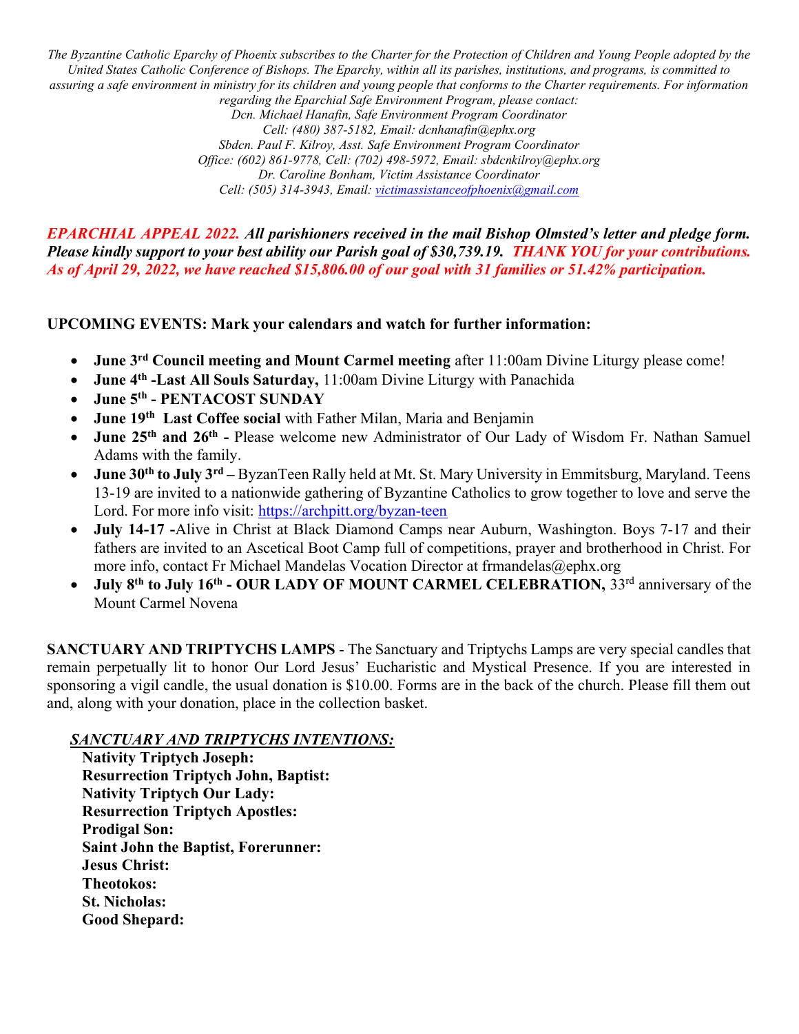*The Byzantine Catholic Eparchy of Phoenix subscribes to the Charter for the Protection of Children and Young People adopted by the United States Catholic Conference of Bishops. The Eparchy, within all its parishes, institutions, and programs, is committed to assuring a safe environment in ministry for its children and young people that conforms to the Charter requirements. For information regarding the Eparchial Safe Environment Program, please contact:*
*Dcn. Michael Hanafin, Safe Environment Program Coordinator*
*Cell: (480) 387-5182, Email: dcnhanafin@ephx.org*
*Sbdcn. Paul F. Kilroy, Asst. Safe Environment Program Coordinator*
*Office: (602) 861-9778, Cell: (702) 498-5972, Email: sbdcnkilroy@ephx.org*
*Dr. Caroline Bonham, Victim Assistance Coordinator*
*Cell: (505) 314-3943, Email: [victimassistanceofphoenix@gmail.com](mailto:victimassistanceofphoenix@gmail.com)*

***EPARCHIAL APPEAL 2022. All parishioners received in the mail Bishop Olmsted's letter and pledge form. Please kindly support to your best ability our Parish goal of $30,739.19. THANK YOU for your contributions. As of April 29, 2022, we have reached $15,806.00 of our goal with 31 families or 51.42% participation.***

**UPCOMING EVENTS: Mark your calendars and watch for further information:**

- **June 3rd Council meeting and Mount Carmel meeting** after 11:00am Divine Liturgy please come!
- **June 4th -Last All Souls Saturday,** 11:00am Divine Liturgy with Panachida
- **June 5th - PENTACOST SUNDAY**
- **June 19th Last Coffee social** with Father Milan, Maria and Benjamin
- **June 25th and 26th -** Please welcome new Administrator of Our Lady of Wisdom Fr. Nathan Samuel Adams with the family.
- **June 30th to July 3rd –** ByzanTeen Rally held at Mt. St. Mary University in Emmitsburg, Maryland. Teens 13-19 are invited to a nationwide gathering of Byzantine Catholics to grow together to love and serve the Lord. For more info visit: [https://archpitt.org/byzan-teen](https://archpitt.org/byzan-teen)
- **July 14-17 -**Alive in Christ at Black Diamond Camps near Auburn, Washington. Boys 7-17 and their fathers are invited to an Ascetical Boot Camp full of competitions, prayer and brotherhood in Christ. For more info, contact Fr Michael Mandelas Vocation Director at frmandelas@ephx.org
- **July 8th to July 16th - OUR LADY OF MOUNT CARMEL CELEBRATION,** 33rd anniversary of the Mount Carmel Novena

**SANCTUARY AND TRIPTYCHS LAMPS** - The Sanctuary and Triptychs Lamps are very special candles that remain perpetually lit to honor Our Lord Jesus' Eucharistic and Mystical Presence. If you are interested in sponsoring a vigil candle, the usual donation is $10.00. Forms are in the back of the church. Please fill them out and, along with your donation, place in the collection basket.

***SANCTUARY AND TRIPTYCHS INTENTIONS:***

**Nativity Triptych Joseph:**
**Resurrection Triptych John, Baptist:**
**Nativity Triptych Our Lady:**
**Resurrection Triptych Apostles:**
**Prodigal Son:**
**Saint John the Baptist, Forerunner:**
**Jesus Christ:**
**Theotokos:**
**St. Nicholas:**
**Good Shepard:**